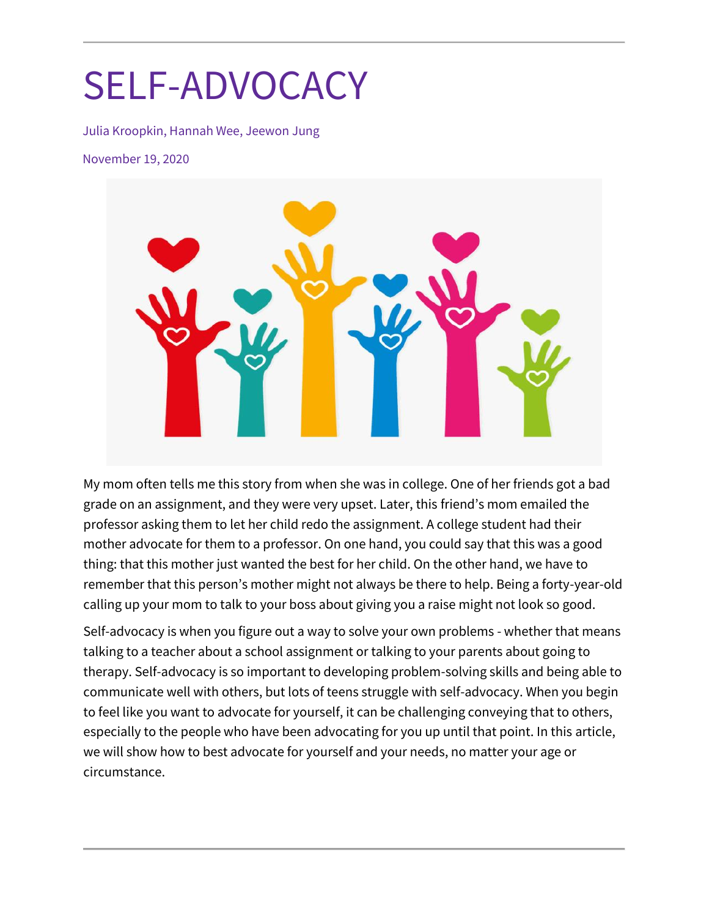# SELF-ADVOCACY

Julia Kroopkin, Hannah Wee, Jeewon Jung

November 19, 2020

My mom often tells me this story from when she was in college. One of her friends got a bad grade on an assignment, and they were very upset. Later, this friend's mom emailed the professor asking them to let her child redo the assignment. A college student had their mother advocate for them to a professor. On one hand, you could say that this was a good thing: that this mother just wanted the best for her child. On the other hand, we have to remember that this person's mother might not always be there to help. Being a forty-year-old calling up your mom to talk to your boss about giving you a raise might not look so good.

Self-advocacy is when you figure out a way to solve your own problems - whether that means talking to a teacher about a school assignment or talking to your parents about going to therapy. Self-advocacy is so important to developing problem-solving skills and being able to communicate well with others, but lots of teens struggle with self-advocacy. When you begin to feel like you want to advocate for yourself, it can be challenging conveying that to others, especially to the people who have been advocating for you up until that point. In this article, we will show how to best advocate for yourself and your needs, no matter your age or circumstance.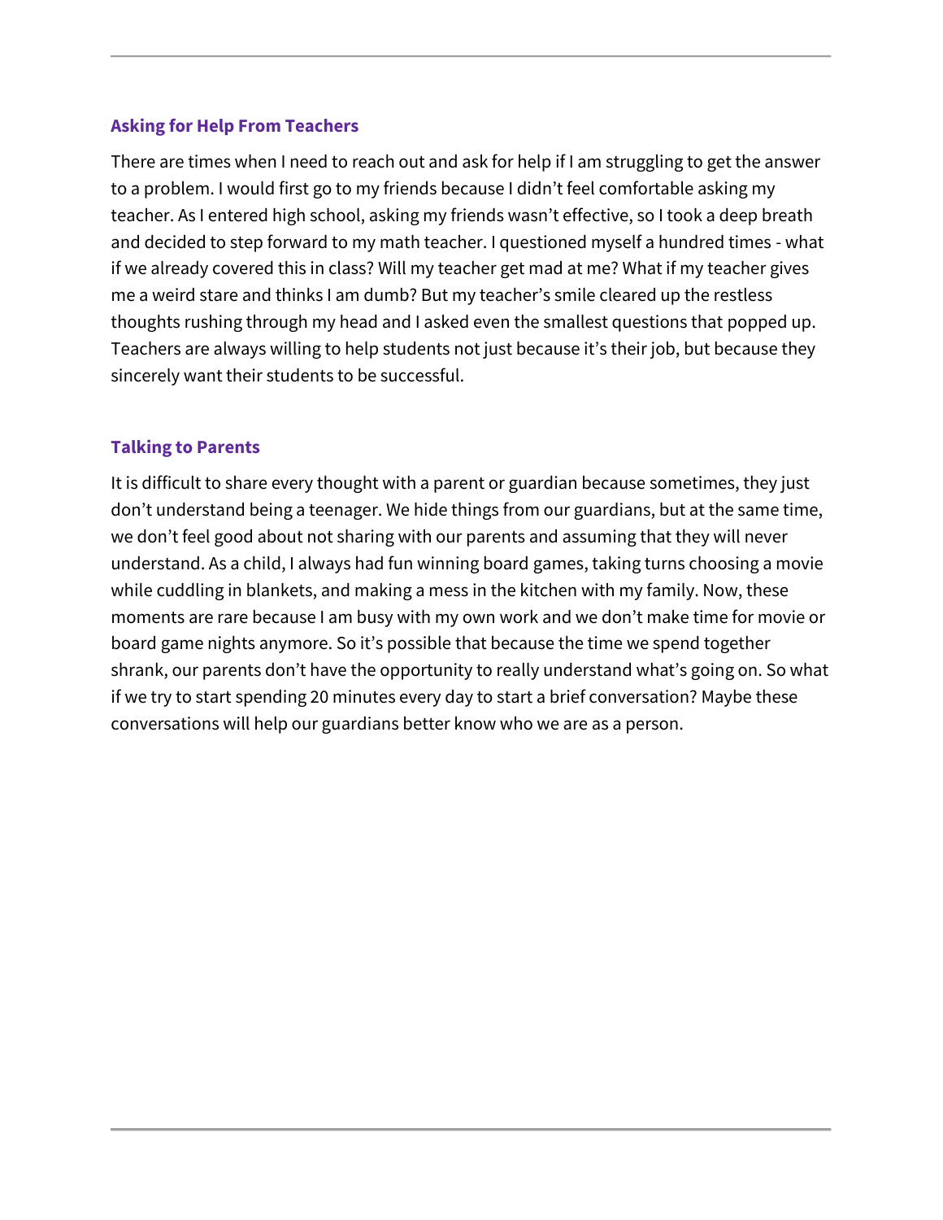### Asking for Help From Teachers

There are times when I need to reach out and ask for help if I am struggling to get the answer to a problem. I would first go to my friends because I didn't feel comfortable asking my teacher. As I entered high school, asking my friends wasn't effective, so I took a deep breath and decided to step forward to my math teacher. I questioned myself a hundred times - what if we already covered this in class? Will my teacher get mad at me? What if my teacher gives me a weird stare and thinks I am dumb? But my teacher's smile cleared up the restless thoughts rushing through my head and I asked even the smallest questions that popped up. Teachers are always willing to help students not just because it's their job, but because they sincerely want their students to be successful.

### Talking to Parents

It is difficult to share every thought with a parent or guardian because sometimes, they just don't understand being a teenager. We hide things from our guardians, but at the same time, we don't feel good about not sharing with our parents and assuming that they will never understand. As a child, I always had fun winning board games, taking turns choosing a movie while cuddling in blankets, and making a mess in the kitchen with my family. Now, these moments are rare because I am busy with my own work and we don't make time for movie or board game nights anymore. So it's possible that because the time we spend together shrank, our parents don't have the opportunity to really understand what's going on. So what if we try to start spending 20 minutes every day to start a brief conversation? Maybe these conversations will help our guardians better know who we are as a person.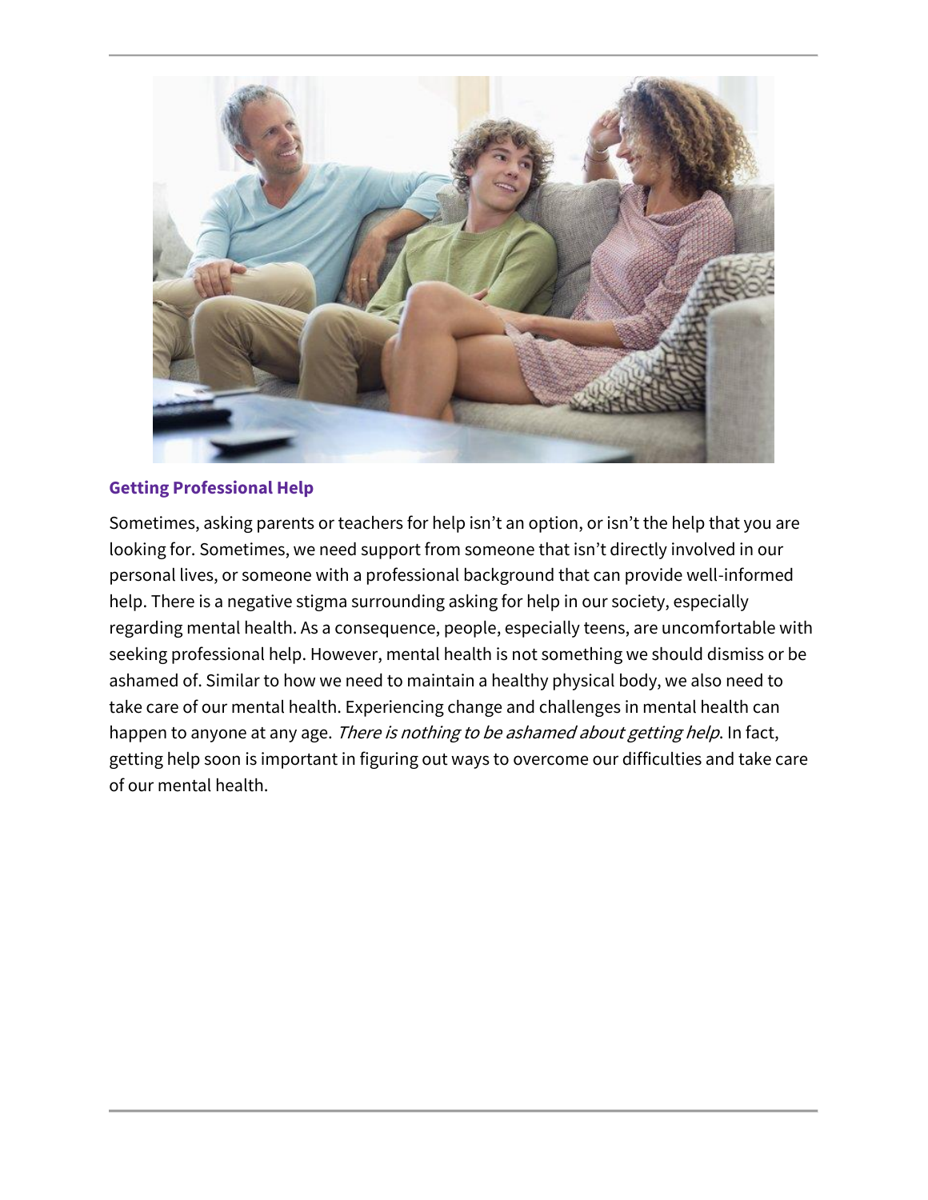### Getting Professional Help

Sometimes, asking parents or teachers for help isn't an option, or isn't the help that you are looking for. Sometimes, we need support from someone that isn't directly involved in our personal lives, or someone with a professional background that can provide well-informed help. There is a negative stigma surrounding asking for help in our society, especially regarding mental health. As a consequence, people, especially teens, are uncomfortable with seeking professional help. However, mental health is not something we should dismiss or be ashamed of. Similar to how we need to maintain a healthy physical body, we also need to take care of our mental health. Experiencing change and challenges in mental health can happen to anyone at any age. *There is nothing to be ashamed about getting help*. In fact, getting help soon is important in figuring out ways to overcome our difficulties and take care of our mental health.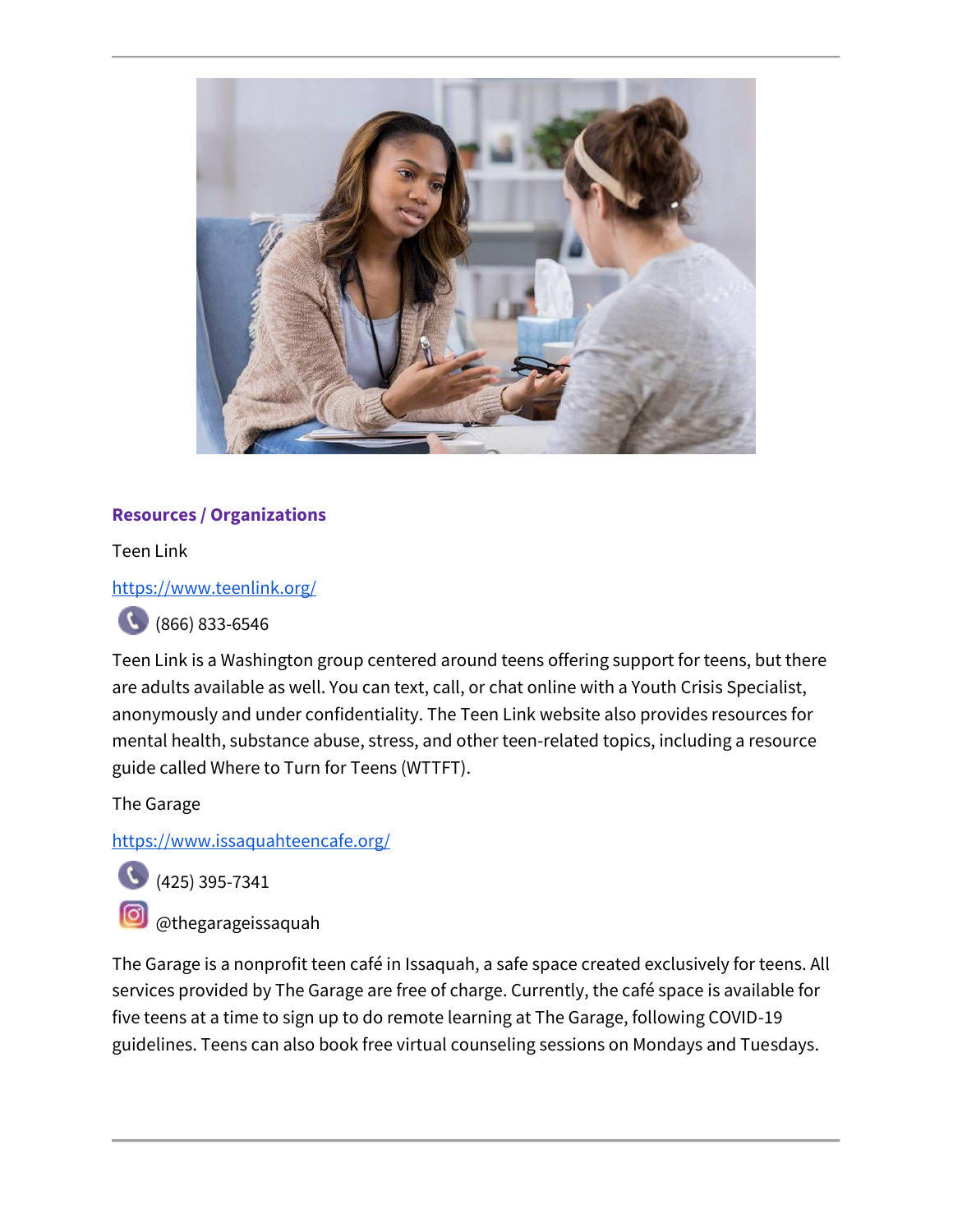### Resources / Organizations

Teen Link

https://www.teenlink.org/

(866) 833-6546

Teen Link is a Washington group centered around teens offering support for teens, but there are adults available as well. You can text, call, or chat online with a Youth Crisis Specialist, anonymously and under confidentiality. The Teen Link website also provides resources for mental health, substance abuse, stress, and other teen-related topics, including a resource guide called Where to Turn for Teens (WTTFT).

The Garage

https://www.issaquahteencafe.org/

(425) 395-7341

@thegarageissaquah

The Garage is a nonprofit teen café in Issaquah, a safe space created exclusively for teens. All services provided by The Garage are free of charge. Currently, the café space is available for five teens at a time to sign up to do remote learning at The Garage, following COVID-19 guidelines. Teens can also book free virtual counseling sessions on Mondays and Tuesdays.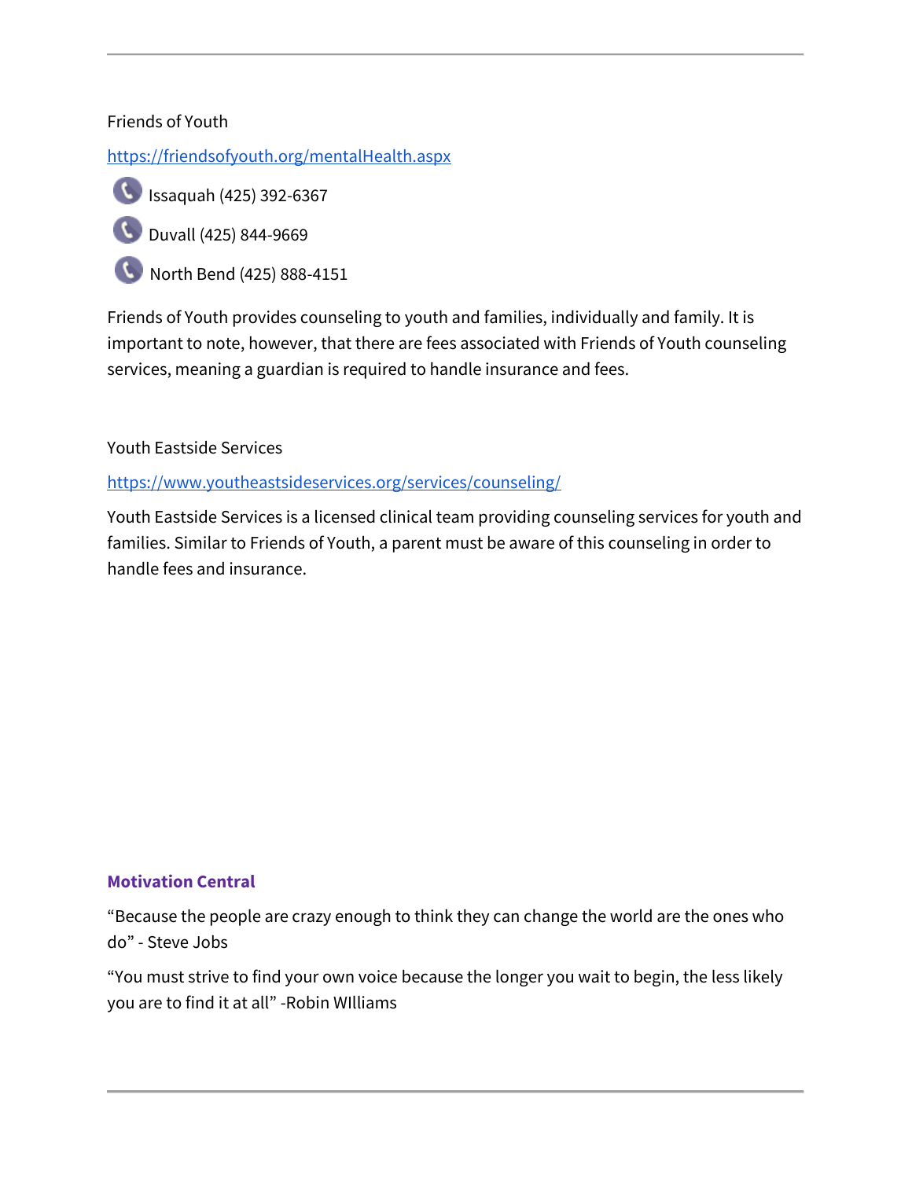Friends of Youth

https://friendsofyouth.org/mentalHealth.aspx

Issaquah (425) 392-6367

Duvall (425) 844-9669

North Bend (425) 888-4151

Friends of Youth provides counseling to youth and families, individually and family. It is important to note, however, that there are fees associated with Friends of Youth counseling services, meaning a guardian is required to handle insurance and fees.

Youth Eastside Services

https://www.youtheastsideservices.org/services/counseling/

Youth Eastside Services is a licensed clinical team providing counseling services for youth and families. Similar to Friends of Youth, a parent must be aware of this counseling in order to handle fees and insurance.

**Motivation Central**

“Because the people are crazy enough to think they can change the world are the ones who do” - Steve Jobs

“You must strive to find your own voice because the longer you wait to begin, the less likely you are to find it at all” -Robin WIlliams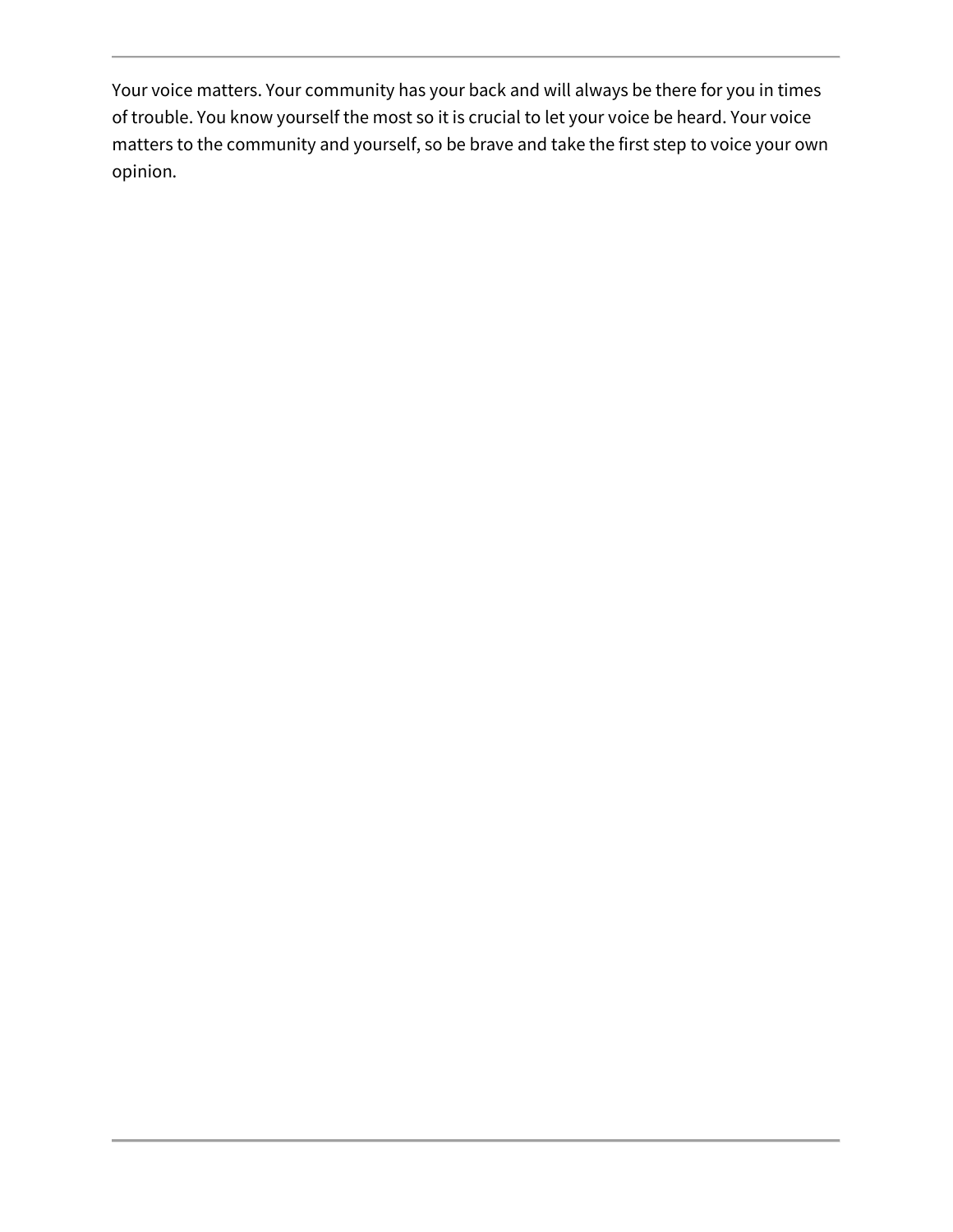Your voice matters. Your community has your back and will always be there for you in times of trouble. You know yourself the most so it is crucial to let your voice be heard. Your voice matters to the community and yourself, so be brave and take the first step to voice your own opinion.